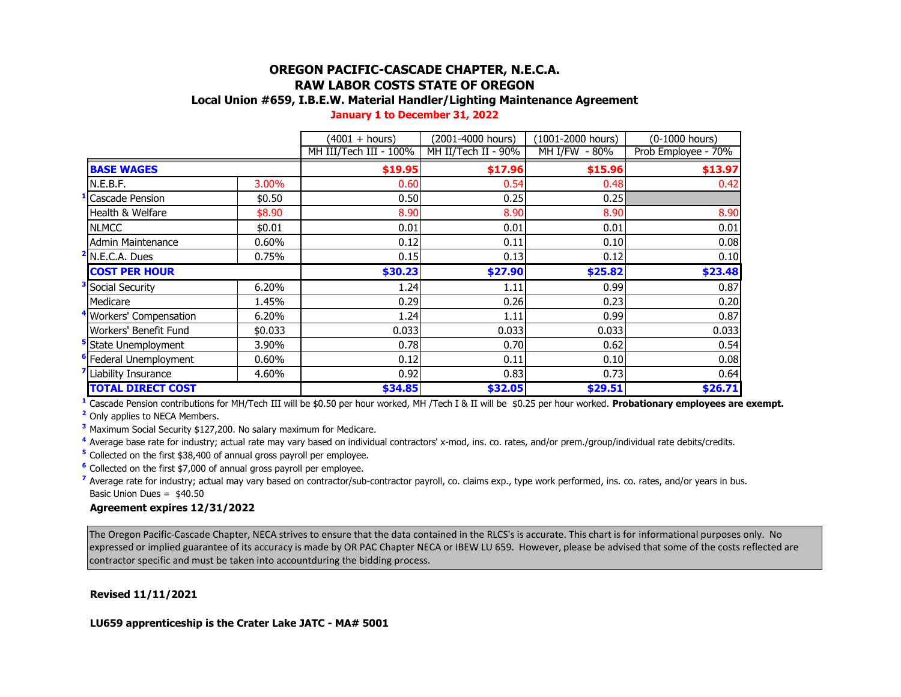# OREGON PACIFIC-CASCADE CHAPTER, N.E.C.A.

## RAW LABOR COSTS STATE OF OREGON

### Local Union #659, I.B.E.W. Material Handler/Lighting Maintenance Agreement

**January 1 to December 31, 2022**

| | | (4001 + hours) | (2001-4000 hours) | (1001-2000 hours) | (0-1000 hours) |
|---|---|---|---|---|---|
| | | MH III/Tech III - 100% | MH II/Tech II - 90% | MH I/FW - 80% | Prob Employee - 70% |
| **BASE WAGES** | | **$19.95** | **$17.96** | **$15.96** | **$13.97** |
| N.E.B.F. | 3.00% | 0.60 | 0.54 | 0.48 | 0.42 |
| [1] Cascade Pension | $0.50 | 0.50 | 0.25 | 0.25 | |
| Health & Welfare | $8.90 | 8.90 | 8.90 | 8.90 | 8.90 |
| NLMCC | $0.01 | 0.01 | 0.01 | 0.01 | 0.01 |
| Admin Maintenance | 0.60% | 0.12 | 0.11 | 0.10 | 0.08 |
| [2] N.E.C.A. Dues | 0.75% | 0.15 | 0.13 | 0.12 | 0.10 |
| **COST PER HOUR** | | **$30.23** | **$27.90** | **$25.82** | **$23.48** |
| [3] Social Security | 6.20% | 1.24 | 1.11 | 0.99 | 0.87 |
| Medicare | 1.45% | 0.29 | 0.26 | 0.23 | 0.20 |
| [4] Workers' Compensation | 6.20% | 1.24 | 1.11 | 0.99 | 0.87 |
| Workers' Benefit Fund | $0.033 | 0.033 | 0.033 | 0.033 | 0.033 |
| [5] State Unemployment | 3.90% | 0.78 | 0.70 | 0.62 | 0.54 |
| [6] Federal Unemployment | 0.60% | 0.12 | 0.11 | 0.10 | 0.08 |
| [7] Liability Insurance | 4.60% | 0.92 | 0.83 | 0.73 | 0.64 |
| **TOTAL DIRECT COST** | | **$34.85** | **$32.05** | **$29.51** | **$26.71** |

[1] Cascade Pension contributions for MH/Tech III will be $0.50 per hour worked, MH /Tech I & II will be $0.25 per hour worked. **Probationary employees are exempt.**

[2] Only applies to NECA Members.

[3] Maximum Social Security $127,200. No salary maximum for Medicare.

[4] Average base rate for industry; actual rate may vary based on individual contractors' x-mod, ins. co. rates, and/or prem./group/individual rate debits/credits.

[5] Collected on the first $38,400 of annual gross payroll per employee.

[6] Collected on the first $7,000 of annual gross payroll per employee.

[7] Average rate for industry; actual may vary based on contractor/sub-contractor payroll, co. claims exp., type work performed, ins. co. rates, and/or years in bus.

Basic Union Dues = $40.50

**Agreement expires 12/31/2022**

The Oregon Pacific-Cascade Chapter, NECA strives to ensure that the data contained in the RLCS's is accurate. This chart is for informational purposes only. No expressed or implied guarantee of its accuracy is made by OR PAC Chapter NECA or IBEW LU 659. However, please be advised that some of the costs reflected are contractor specific and must be taken into accountduring the bidding process.

**Revised 11/11/2021**

**LU659 apprenticeship is the Crater Lake JATC - MA# 5001**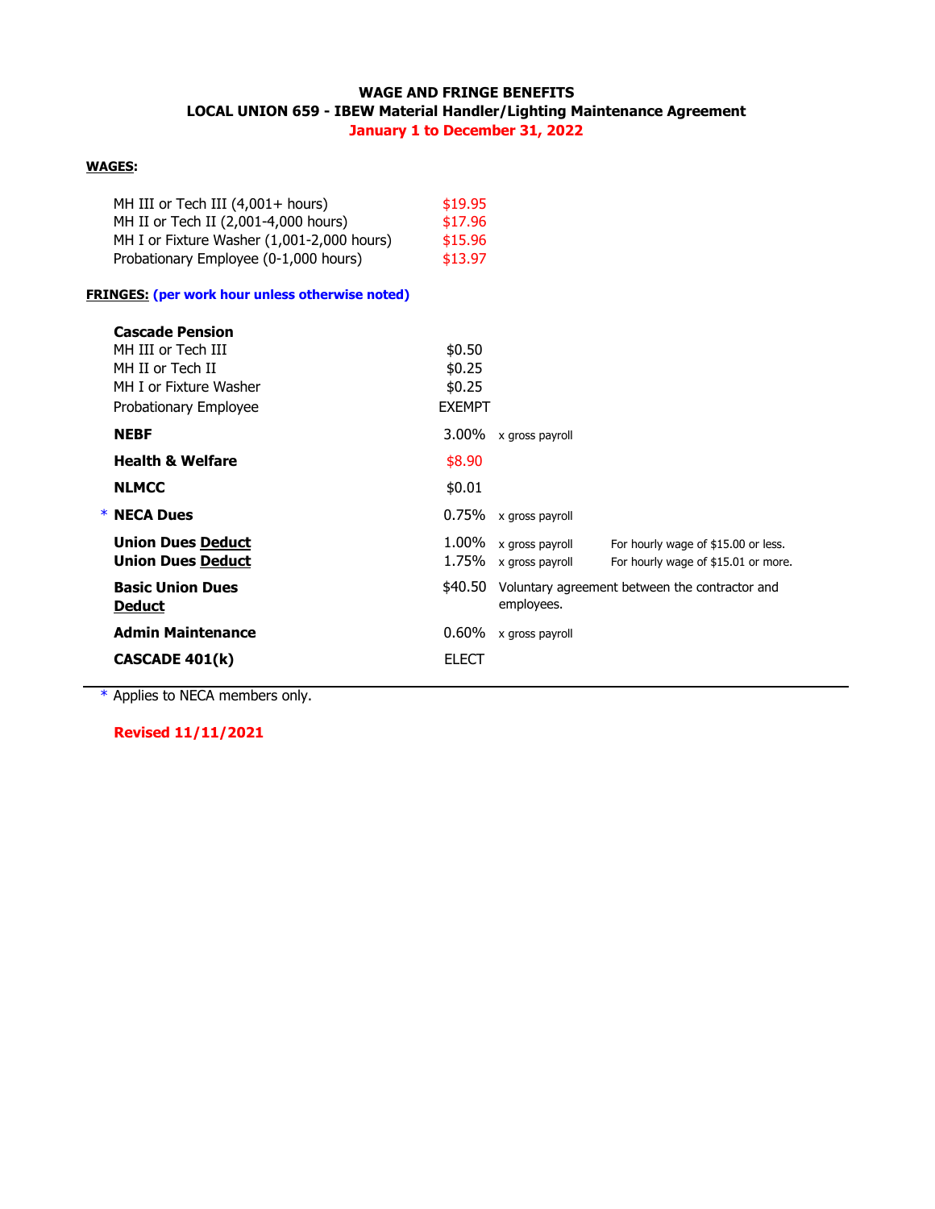**WAGE AND FRINGE BENEFITS**
**LOCAL UNION 659 - IBEW Material Handler/Lighting Maintenance Agreement**
**January 1 to December 31, 2022**

**WAGES:**

| | |
|---|---|
| MH III or Tech III (4,001+ hours) | $19.95 |
| MH II or Tech II (2,001-4,000 hours) | $17.96 |
| MH I or Fixture Washer (1,001-2,000 hours) | $15.96 |
| Probationary Employee (0-1,000 hours) | $13.97 |

**FRINGES:** **(per work hour unless otherwise noted)**

| | | | |
|---|---|---|---|
| **Cascade Pension** | | | |
| MH III or Tech III | $0.50 | | |
| MH II or Tech II | $0.25 | | |
| MH I or Fixture Washer | $0.25 | | |
| Probationary Employee | EXEMPT | | |
| **NEBF** | 3.00% | x gross payroll | |
| **Health & Welfare** | $8.90 | | |
| **NLMCC** | $0.01 | | |
| * **NECA Dues** | 0.75% | x gross payroll | |
| **Union Dues Deduct** | 1.00% | x gross payroll | For hourly wage of $15.00 or less. |
| **Union Dues Deduct** | 1.75% | x gross payroll | For hourly wage of $15.01 or more. |
| **Basic Union Dues Deduct** | $40.50 | Voluntary agreement between the contractor and employees. | |
| **Admin Maintenance** | 0.60% | x gross payroll | |
| **CASCADE 401(k)** | ELECT | | |

\* Applies to NECA members only.

**Revised 11/11/2021**